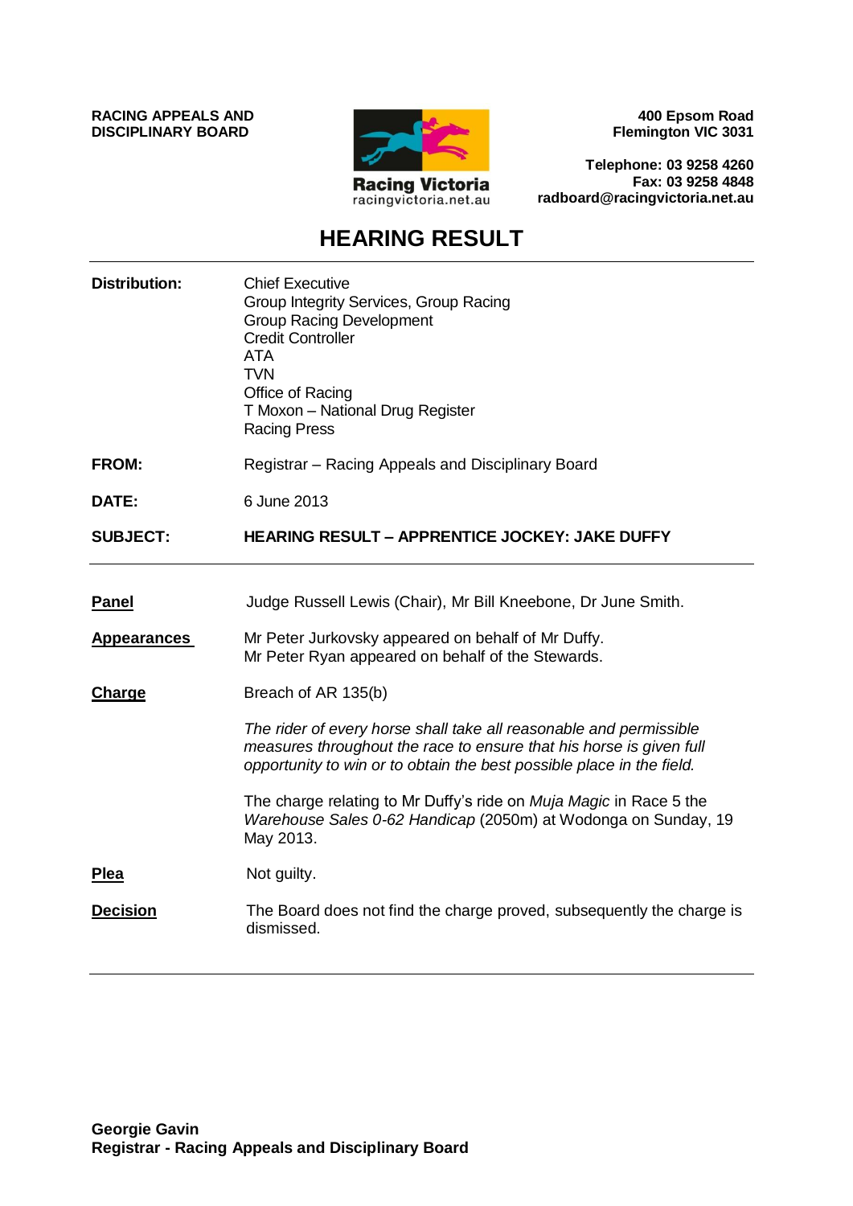**RACING APPEALS AND DISCIPLINARY BOARD**

Racing Victoria
racingvictoria.net.au

**400 Epsom Road**
**Flemington VIC 3031**

**Telephone: 03 9258 4260**
**Fax: 03 9258 4848**
**radboard@racingvictoria.net.au**

# HEARING RESULT

**Distribution:** Chief Executive
Group Integrity Services, Group Racing
Group Racing Development
Credit Controller
ATA
TVN
Office of Racing
T Moxon – National Drug Register
Racing Press

**FROM:** Registrar – Racing Appeals and Disciplinary Board

**DATE:** 6 June 2013

**SUBJECT:** **HEARING RESULT – APPRENTICE JOCKEY: JAKE DUFFY**

---

**Panel** Judge Russell Lewis (Chair), Mr Bill Kneebone, Dr June Smith.

**Appearances** Mr Peter Jurkovsky appeared on behalf of Mr Duffy.
Mr Peter Ryan appeared on behalf of the Stewards.

**Charge** Breach of AR 135(b)

*The rider of every horse shall take all reasonable and permissible measures throughout the race to ensure that his horse is given full opportunity to win or to obtain the best possible place in the field.*

The charge relating to Mr Duffy's ride on *Muja Magic* in Race 5 the *Warehouse Sales 0-62 Handicap* (2050m) at Wodonga on Sunday, 19 May 2013.

**Plea** Not guilty.

**Decision** The Board does not find the charge proved, subsequently the charge is dismissed.

---

**Georgie Gavin**
**Registrar - Racing Appeals and Disciplinary Board**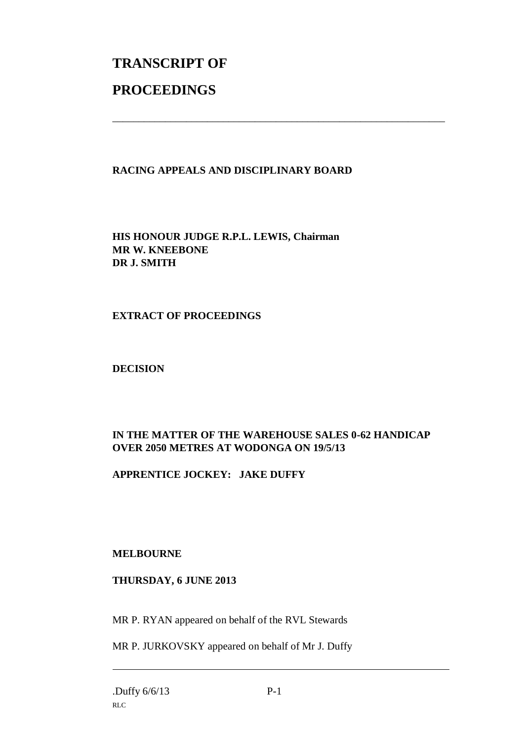# TRANSCRIPT OF

# PROCEEDINGS

---

**RACING APPEALS AND DISCIPLINARY BOARD**

**HIS HONOUR JUDGE R.P.L. LEWIS, Chairman**
**MR W. KNEEBONE**
**DR J. SMITH**

**EXTRACT OF PROCEEDINGS**

**DECISION**

**IN THE MATTER OF THE WAREHOUSE SALES 0-62 HANDICAP OVER 2050 METRES AT WODONGA ON 19/5/13**

**APPRENTICE JOCKEY: JAKE DUFFY**

**MELBOURNE**

**THURSDAY, 6 JUNE 2013**

MR P. RYAN appeared on behalf of the RVL Stewards

MR P. JURKOVSKY appeared on behalf of Mr J. Duffy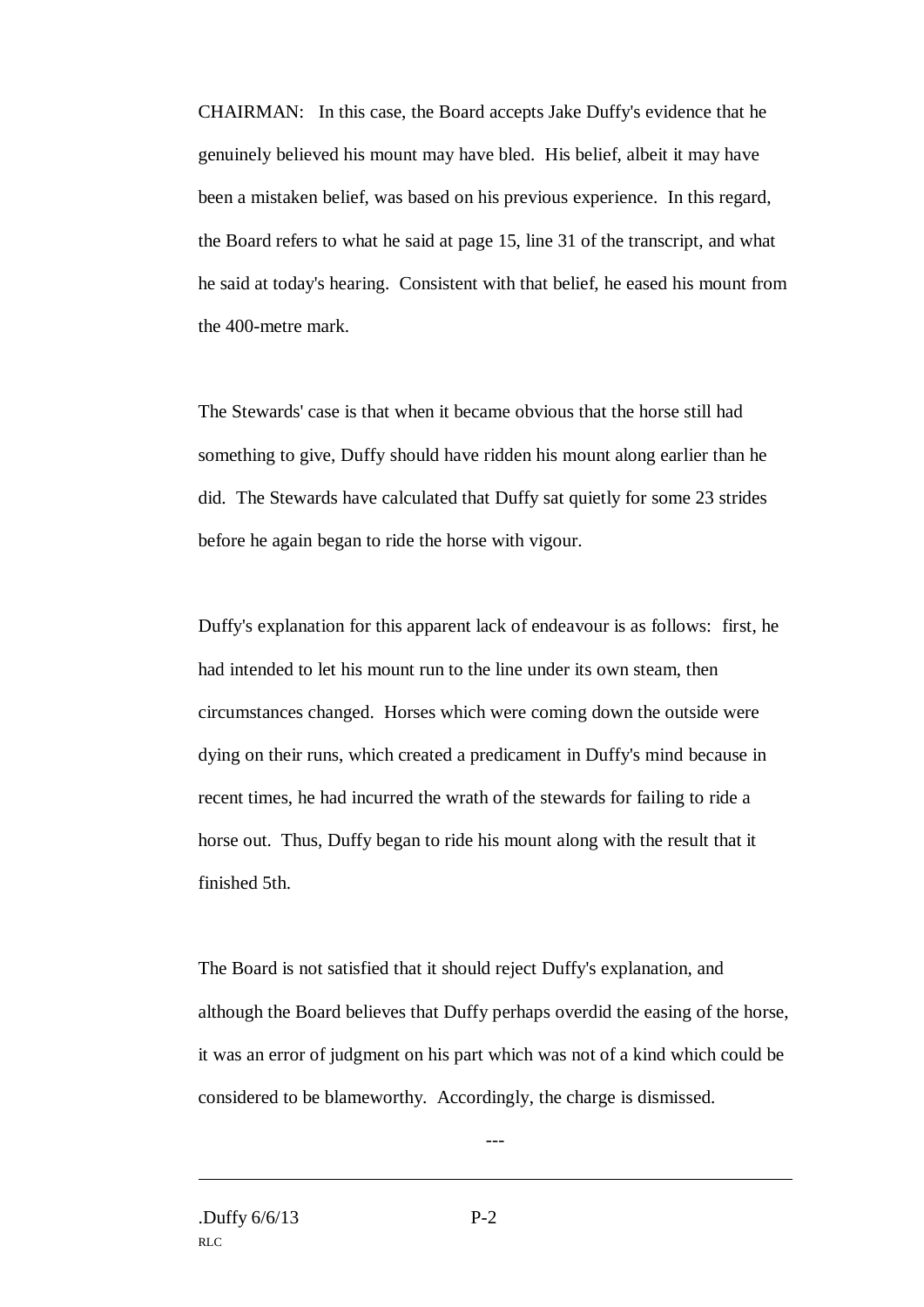CHAIRMAN: In this case, the Board accepts Jake Duffy's evidence that he genuinely believed his mount may have bled. His belief, albeit it may have been a mistaken belief, was based on his previous experience. In this regard, the Board refers to what he said at page 15, line 31 of the transcript, and what he said at today's hearing. Consistent with that belief, he eased his mount from the 400-metre mark.

The Stewards' case is that when it became obvious that the horse still had something to give, Duffy should have ridden his mount along earlier than he did. The Stewards have calculated that Duffy sat quietly for some 23 strides before he again began to ride the horse with vigour.

Duffy's explanation for this apparent lack of endeavour is as follows: first, he had intended to let his mount run to the line under its own steam, then circumstances changed. Horses which were coming down the outside were dying on their runs, which created a predicament in Duffy's mind because in recent times, he had incurred the wrath of the stewards for failing to ride a horse out. Thus, Duffy began to ride his mount along with the result that it finished 5th.

The Board is not satisfied that it should reject Duffy's explanation, and although the Board believes that Duffy perhaps overdid the easing of the horse, it was an error of judgment on his part which was not of a kind which could be considered to be blameworthy. Accordingly, the charge is dismissed.

---